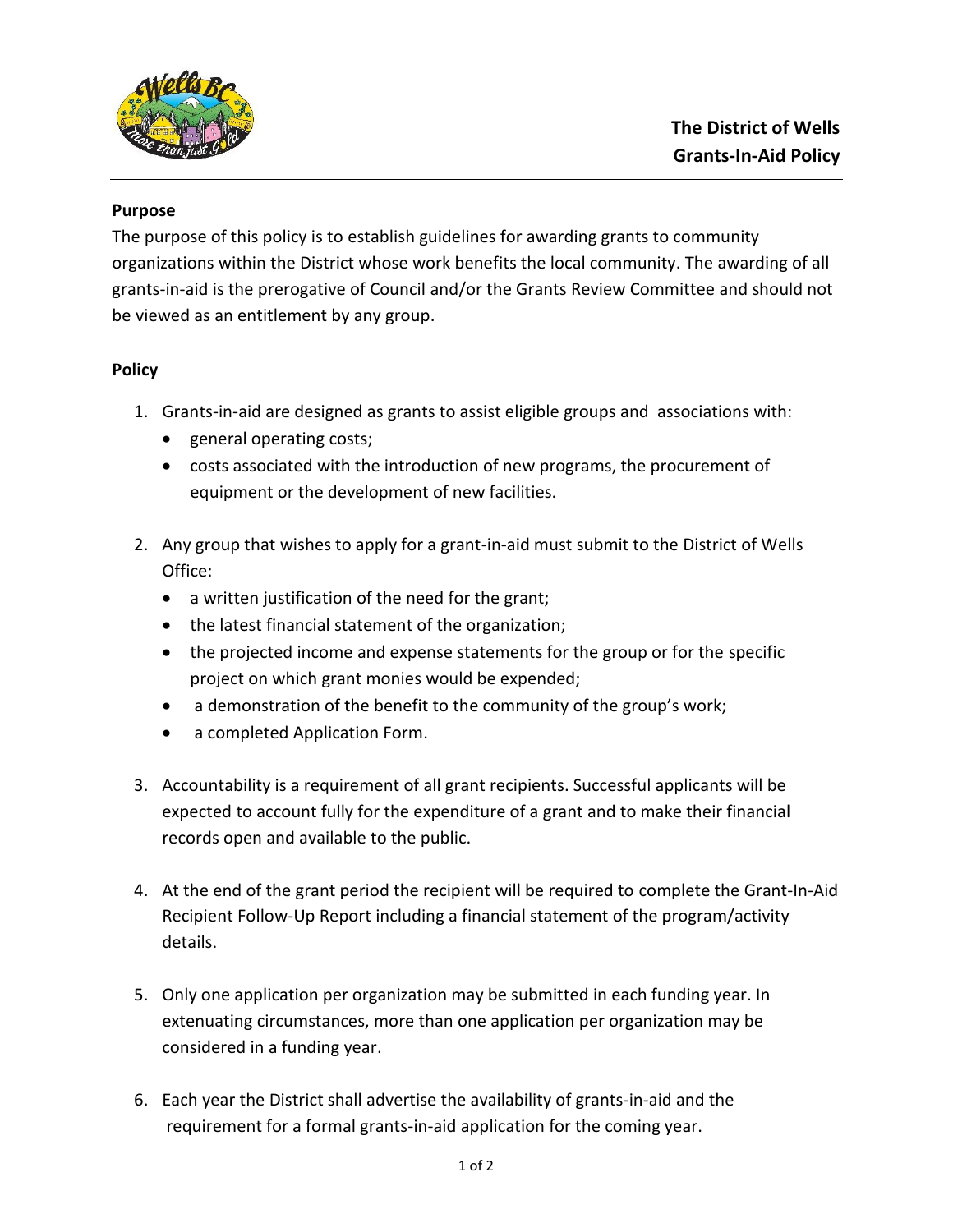# The District of Wells
# Grants-In-Aid Policy

**Purpose**

The purpose of this policy is to establish guidelines for awarding grants to community organizations within the District whose work benefits the local community. The awarding of all grants-in-aid is the prerogative of Council and/or the Grants Review Committee and should not be viewed as an entitlement by any group.

**Policy**

1. Grants-in-aid are designed as grants to assist eligible groups and associations with:
   - general operating costs;
   - costs associated with the introduction of new programs, the procurement of equipment or the development of new facilities.

2. Any group that wishes to apply for a grant-in-aid must submit to the District of Wells Office:
   - a written justification of the need for the grant;
   - the latest financial statement of the organization;
   - the projected income and expense statements for the group or for the specific project on which grant monies would be expended;
   - a demonstration of the benefit to the community of the group's work;
   - a completed Application Form.

3. Accountability is a requirement of all grant recipients. Successful applicants will be expected to account fully for the expenditure of a grant and to make their financial records open and available to the public.

4. At the end of the grant period the recipient will be required to complete the Grant-In-Aid Recipient Follow-Up Report including a financial statement of the program/activity details.

5. Only one application per organization may be submitted in each funding year. In extenuating circumstances, more than one application per organization may be considered in a funding year.

6. Each year the District shall advertise the availability of grants-in-aid and the requirement for a formal grants-in-aid application for the coming year.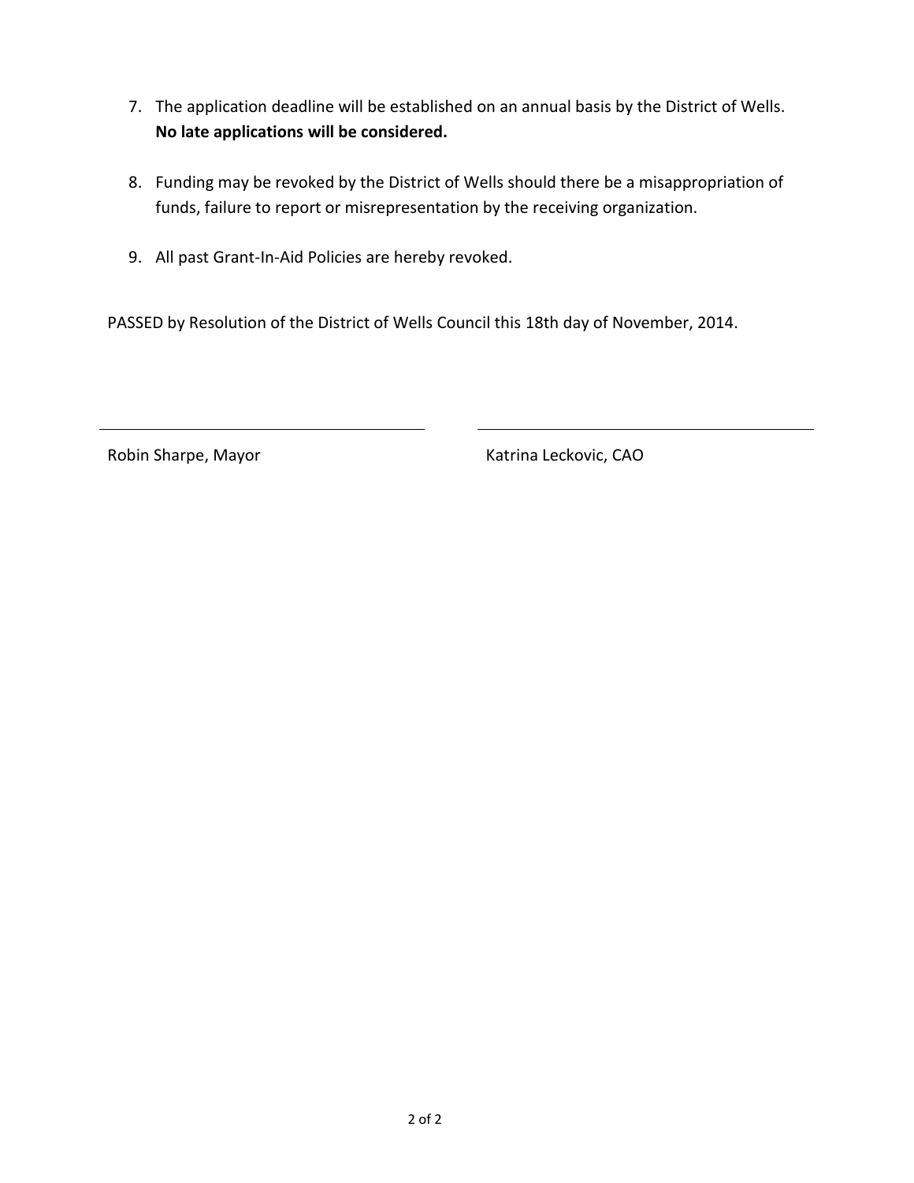7. The application deadline will be established on an annual basis by the District of Wells. **No late applications will be considered.**

8. Funding may be revoked by the District of Wells should there be a misappropriation of funds, failure to report or misrepresentation by the receiving organization.

9. All past Grant-In-Aid Policies are hereby revoked.

PASSED by Resolution of the District of Wells Council this 18th day of November, 2014.

| | |
|---|---|
| Robin Sharpe, Mayor | Katrina Leckovic, CAO |